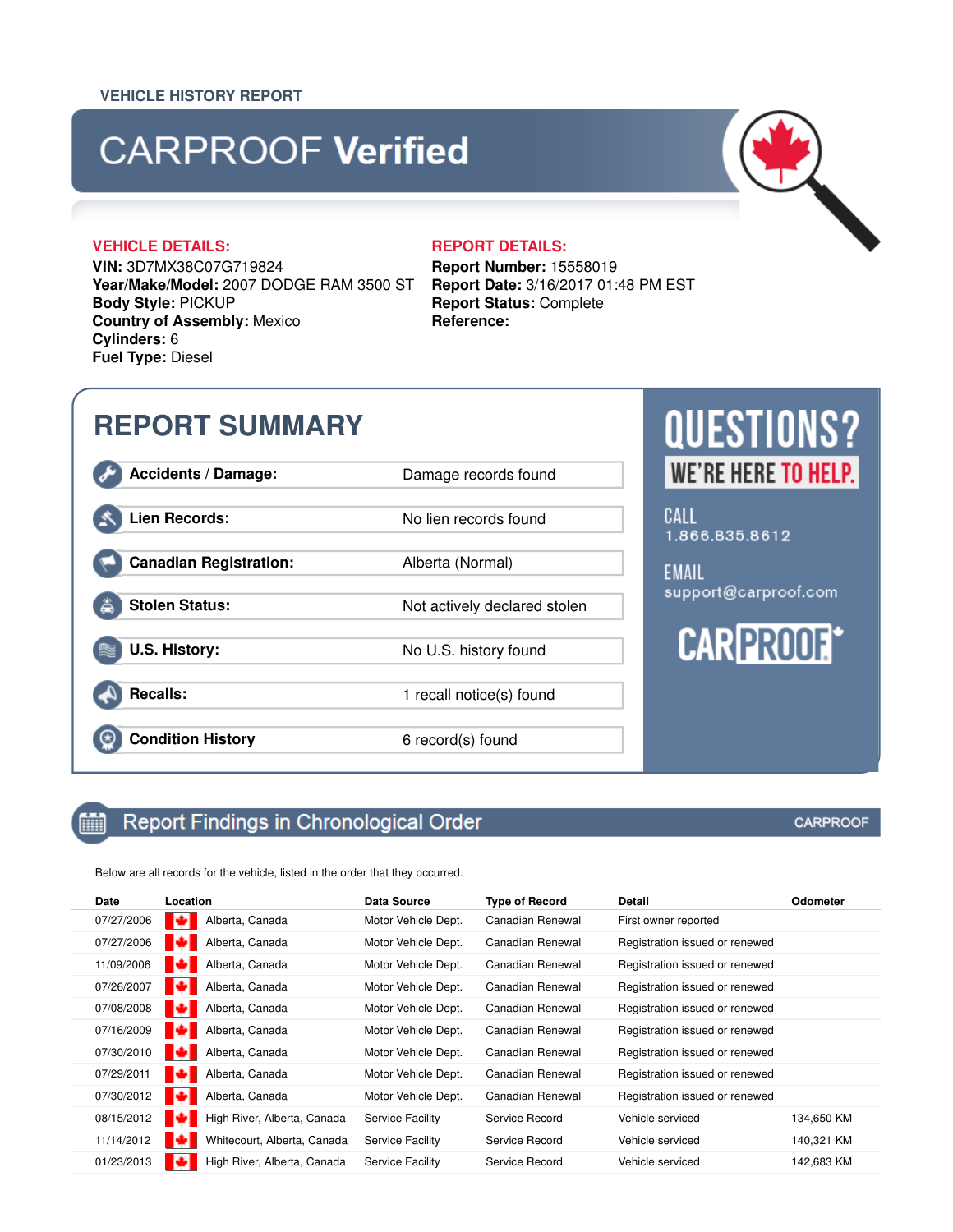VEHICLE HISTORY REPORT

# CARPROOF **Verified**

**VEHICLE DETAILS:**

**VIN:** 3D7MX38C07G719824
**Year/Make/Model:** 2007 DODGE RAM 3500 ST
**Body Style:** PICKUP
**Country of Assembly:** Mexico
**Cylinders:** 6
**Fuel Type:** Diesel

**REPORT DETAILS:**

**Report Number:** 15558019
**Report Date:** 3/16/2017 01:48 PM EST
**Report Status:** Complete
**Reference:**

## REPORT SUMMARY

| | |
|---|---|
| **Accidents / Damage:** | Damage records found |
| **Lien Records:** | No lien records found |
| **Canadian Registration:** | Alberta (Normal) |
| **Stolen Status:** | Not actively declared stolen |
| **U.S. History:** | No U.S. history found |
| **Recalls:** | 1 recall notice(s) found |
| **Condition History** | 6 record(s) found |

**QUESTIONS? WE'RE HERE TO HELP.**

CALL
1.866.835.8612

EMAIL
support@carproof.com

CARPROOF

## Report Findings in Chronological Order

Below are all records for the vehicle, listed in the order that they occurred.

| Date | Location | Data Source | Type of Record | Detail | Odometer |
|---|---|---|---|---|---|
| 07/27/2006 | Alberta, Canada | Motor Vehicle Dept. | Canadian Renewal | First owner reported | |
| 07/27/2006 | Alberta, Canada | Motor Vehicle Dept. | Canadian Renewal | Registration issued or renewed | |
| 11/09/2006 | Alberta, Canada | Motor Vehicle Dept. | Canadian Renewal | Registration issued or renewed | |
| 07/26/2007 | Alberta, Canada | Motor Vehicle Dept. | Canadian Renewal | Registration issued or renewed | |
| 07/08/2008 | Alberta, Canada | Motor Vehicle Dept. | Canadian Renewal | Registration issued or renewed | |
| 07/16/2009 | Alberta, Canada | Motor Vehicle Dept. | Canadian Renewal | Registration issued or renewed | |
| 07/30/2010 | Alberta, Canada | Motor Vehicle Dept. | Canadian Renewal | Registration issued or renewed | |
| 07/29/2011 | Alberta, Canada | Motor Vehicle Dept. | Canadian Renewal | Registration issued or renewed | |
| 07/30/2012 | Alberta, Canada | Motor Vehicle Dept. | Canadian Renewal | Registration issued or renewed | |
| 08/15/2012 | High River, Alberta, Canada | Service Facility | Service Record | Vehicle serviced | 134,650 KM |
| 11/14/2012 | Whitecourt, Alberta, Canada | Service Facility | Service Record | Vehicle serviced | 140,321 KM |
| 01/23/2013 | High River, Alberta, Canada | Service Facility | Service Record | Vehicle serviced | 142,683 KM |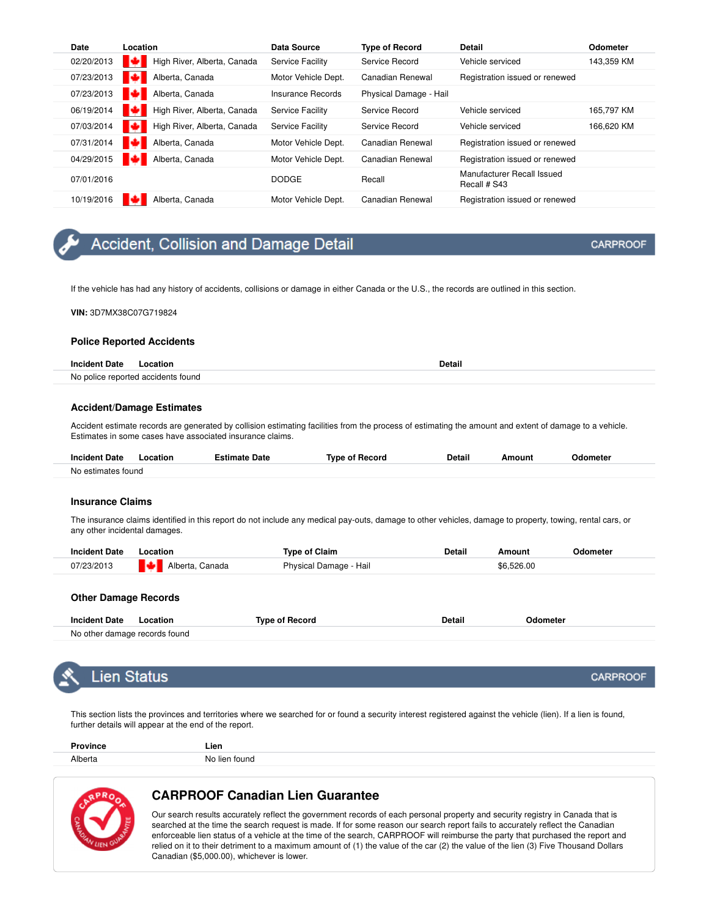| Date | Location | Data Source | Type of Record | Detail | Odometer |
|---|---|---|---|---|---|
| 02/20/2013 | High River, Alberta, Canada | Service Facility | Service Record | Vehicle serviced | 143,359 KM |
| 07/23/2013 | Alberta, Canada | Motor Vehicle Dept. | Canadian Renewal | Registration issued or renewed | |
| 07/23/2013 | Alberta, Canada | Insurance Records | Physical Damage - Hail | | |
| 06/19/2014 | High River, Alberta, Canada | Service Facility | Service Record | Vehicle serviced | 165,797 KM |
| 07/03/2014 | High River, Alberta, Canada | Service Facility | Service Record | Vehicle serviced | 166,620 KM |
| 07/31/2014 | Alberta, Canada | Motor Vehicle Dept. | Canadian Renewal | Registration issued or renewed | |
| 04/29/2015 | Alberta, Canada | Motor Vehicle Dept. | Canadian Renewal | Registration issued or renewed | |
| 07/01/2016 | | DODGE | Recall | Manufacturer Recall Issued Recall # S43 | |
| 10/19/2016 | Alberta, Canada | Motor Vehicle Dept. | Canadian Renewal | Registration issued or renewed | |

## Accident, Collision and Damage Detail

CARPROOF

If the vehicle has had any history of accidents, collisions or damage in either Canada or the U.S., the records are outlined in this section.

**VIN:** 3D7MX38C07G719824

### Police Reported Accidents

| Incident Date | Location | Detail |
|---|---|---|
| No police reported accidents found | | |

### Accident/Damage Estimates

Accident estimate records are generated by collision estimating facilities from the process of estimating the amount and extent of damage to a vehicle. Estimates in some cases have associated insurance claims.

| Incident Date | Location | Estimate Date | Type of Record | Detail | Amount | Odometer |
|---|---|---|---|---|---|---|
| No estimates found | | | | | | |

### Insurance Claims

The insurance claims identified in this report do not include any medical pay-outs, damage to other vehicles, damage to property, towing, rental cars, or any other incidental damages.

| Incident Date | Location | Type of Claim | Detail | Amount | Odometer |
|---|---|---|---|---|---|
| 07/23/2013 | Alberta, Canada | Physical Damage - Hail | | $6,526.00 | |

### Other Damage Records

| Incident Date | Location | Type of Record | Detail | Odometer |
|---|---|---|---|---|
| No other damage records found | | | | |

## Lien Status

CARPROOF

This section lists the provinces and territories where we searched for or found a security interest registered against the vehicle (lien). If a lien is found, further details will appear at the end of the report.

| Province | Lien |
|---|---|
| Alberta | No lien found |

### CARPROOF Canadian Lien Guarantee

Our search results accurately reflect the government records of each personal property and security registry in Canada that is searched at the time the search request is made. If for some reason our search report fails to accurately reflect the Canadian enforceable lien status of a vehicle at the time of the search, CARPROOF will reimburse the party that purchased the report and relied on it to their detriment to a maximum amount of (1) the value of the car (2) the value of the lien (3) Five Thousand Dollars Canadian ($5,000.00), whichever is lower.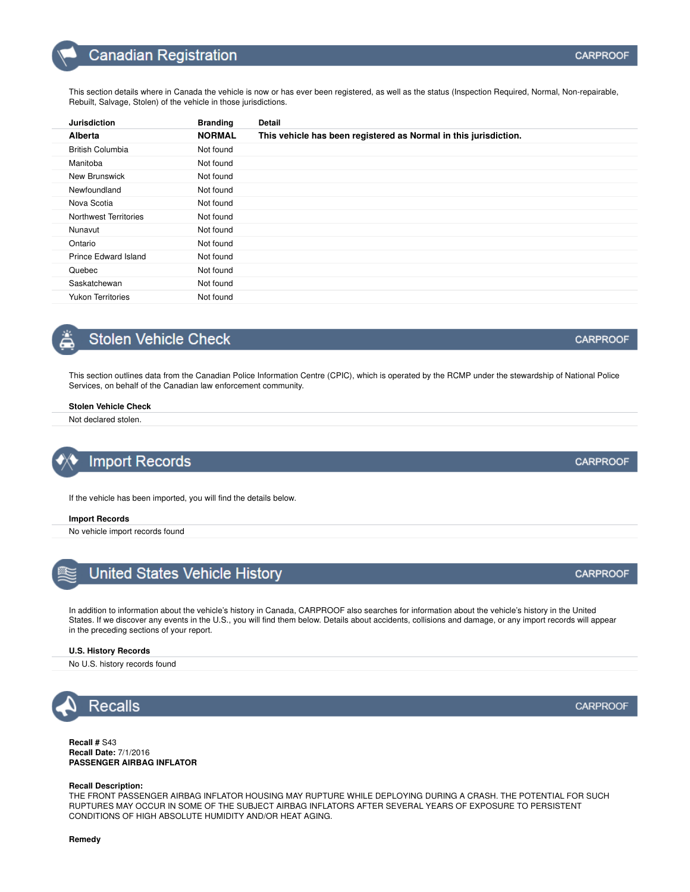## Canadian Registration

This section details where in Canada the vehicle is now or has ever been registered, as well as the status (Inspection Required, Normal, Non-repairable, Rebuilt, Salvage, Stolen) of the vehicle in those jurisdictions.

| Jurisdiction | Branding | Detail |
|---|---|---|
| **Alberta** | **NORMAL** | **This vehicle has been registered as Normal in this jurisdiction.** |
| British Columbia | Not found | |
| Manitoba | Not found | |
| New Brunswick | Not found | |
| Newfoundland | Not found | |
| Nova Scotia | Not found | |
| Northwest Territories | Not found | |
| Nunavut | Not found | |
| Ontario | Not found | |
| Prince Edward Island | Not found | |
| Quebec | Not found | |
| Saskatchewan | Not found | |
| Yukon Territories | Not found | |

## Stolen Vehicle Check

This section outlines data from the Canadian Police Information Centre (CPIC), which is operated by the RCMP under the stewardship of National Police Services, on behalf of the Canadian law enforcement community.

**Stolen Vehicle Check**

Not declared stolen.

## Import Records

If the vehicle has been imported, you will find the details below.

**Import Records**

No vehicle import records found

## United States Vehicle History

In addition to information about the vehicle's history in Canada, CARPROOF also searches for information about the vehicle's history in the United States. If we discover any events in the U.S., you will find them below. Details about accidents, collisions and damage, or any import records will appear in the preceding sections of your report.

**U.S. History Records**

No U.S. history records found

## Recalls

**Recall #** S43
**Recall Date:** 7/1/2016
**PASSENGER AIRBAG INFLATOR**

**Recall Description:**
THE FRONT PASSENGER AIRBAG INFLATOR HOUSING MAY RUPTURE WHILE DEPLOYING DURING A CRASH. THE POTENTIAL FOR SUCH RUPTURES MAY OCCUR IN SOME OF THE SUBJECT AIRBAG INFLATORS AFTER SEVERAL YEARS OF EXPOSURE TO PERSISTENT CONDITIONS OF HIGH ABSOLUTE HUMIDITY AND/OR HEAT AGING.

**Remedy**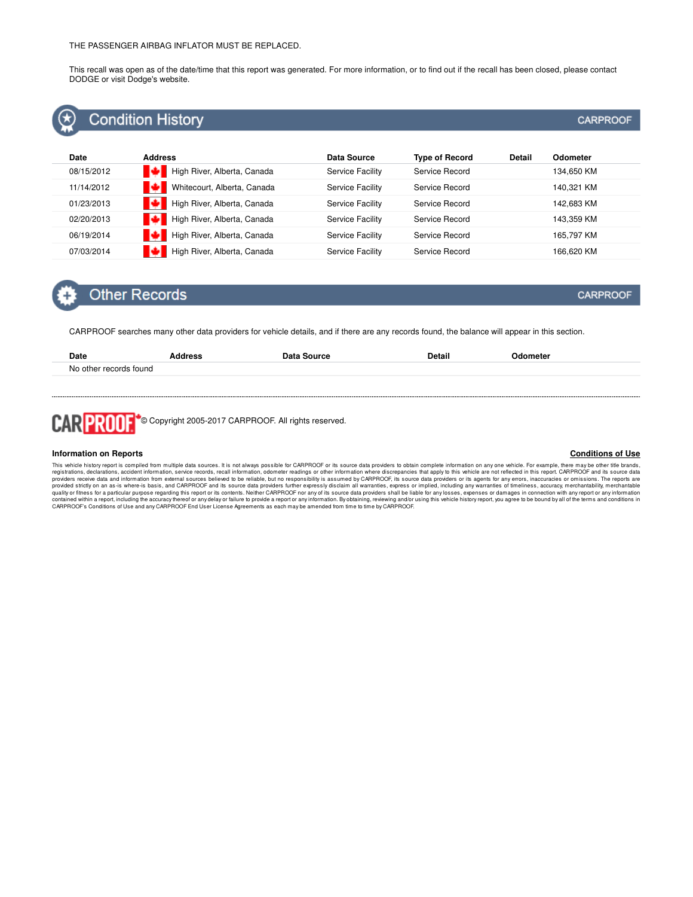THE PASSENGER AIRBAG INFLATOR MUST BE REPLACED.

This recall was open as of the date/time that this report was generated. For more information, or to find out if the recall has been closed, please contact DODGE or visit Dodge's website.

## Condition History

CARPROOF

| Date | Address | Data Source | Type of Record | Detail | Odometer |
|---|---|---|---|---|---|
| 08/15/2012 | High River, Alberta, Canada | Service Facility | Service Record | | 134,650 KM |
| 11/14/2012 | Whitecourt, Alberta, Canada | Service Facility | Service Record | | 140,321 KM |
| 01/23/2013 | High River, Alberta, Canada | Service Facility | Service Record | | 142,683 KM |
| 02/20/2013 | High River, Alberta, Canada | Service Facility | Service Record | | 143,359 KM |
| 06/19/2014 | High River, Alberta, Canada | Service Facility | Service Record | | 165,797 KM |
| 07/03/2014 | High River, Alberta, Canada | Service Facility | Service Record | | 166,620 KM |

## Other Records

CARPROOF

CARPROOF searches many other data providers for vehicle details, and if there are any records found, the balance will appear in this section.

| Date | Address | Data Source | Detail | Odometer |
|---|---|---|---|---|
| No other records found | | | | |

---

CARPROOF © Copyright 2005-2017 CARPROOF. All rights reserved.

**Information on Reports**

**Conditions of Use**

This vehicle history report is compiled from multiple data sources. It is not always possible for CARPROOF or its source data providers to obtain complete information on any one vehicle. For example, there may be other title brands, registrations, declarations, accident information, service records, recall information, odometer readings or other information where discrepancies that apply to this vehicle are not reflected in this report. CARPROOF and its source data providers receive data and information from external sources believed to be reliable, but no responsibility is assumed by CARPROOF, its source data providers or its agents for any errors, inaccuracies or omissions. The reports are provided strictly on an as-is where-is basis, and CARPROOF and its source data providers further expressly disclaim all warranties, express or implied, including any warranties of timeliness, accuracy, merchantability, merchantable quality or fitness for a particular purpose regarding this report or its contents. Neither CARPROOF nor any of its source data providers shall be liable for any losses, expenses or damages in connection with any report or any information contained within a report, including the accuracy thereof or any delay or failure to provide a report or any information. By obtaining, reviewing and/or using this vehicle history report, you agree to be bound by all of the terms and conditions in CARPROOF's Conditions of Use and any CARPROOF End User License Agreements as each may be amended from time to time by CARPROOF.